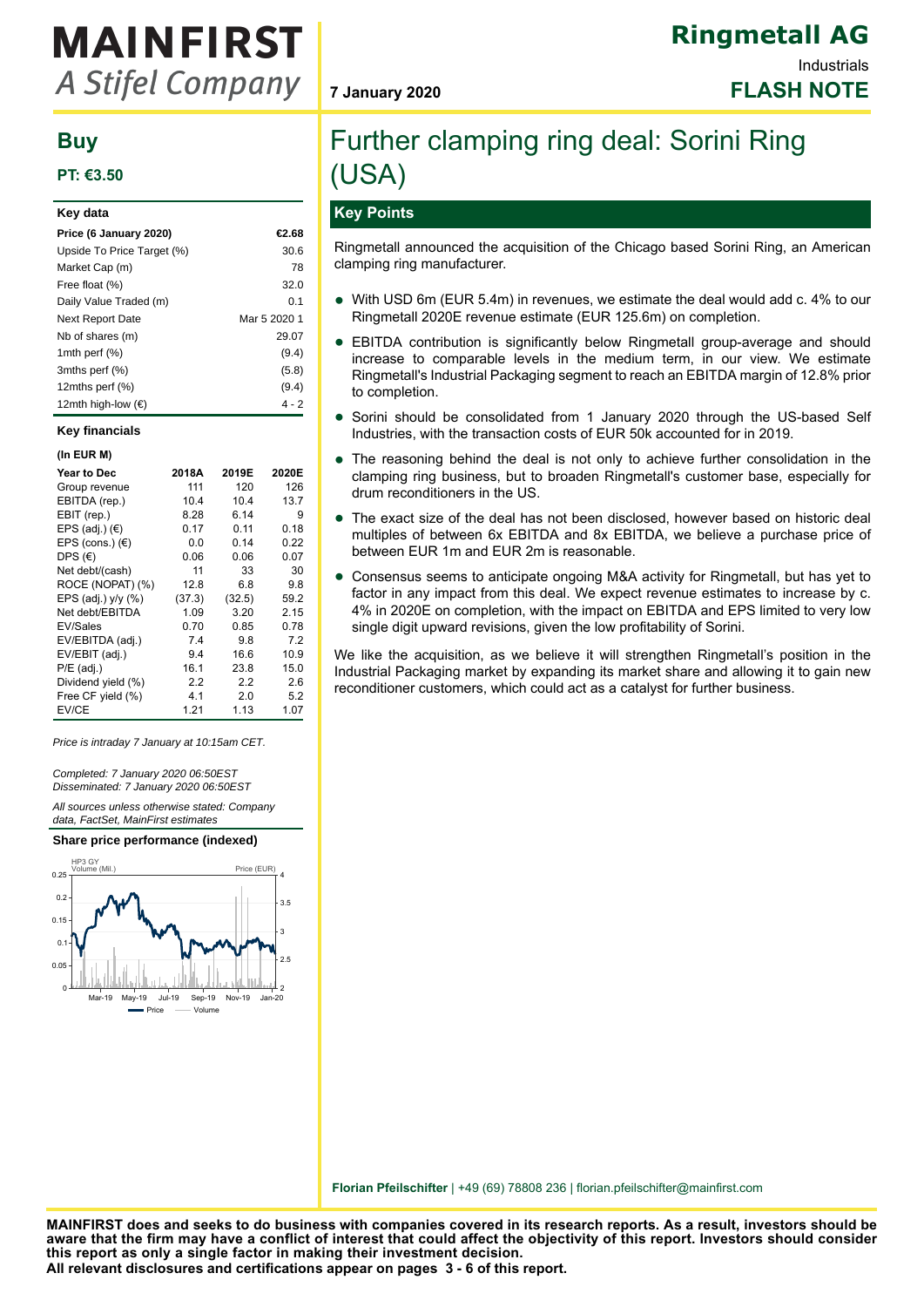# MAINFIRST A Stifel Company

**7 January 2020**

## Ringmetall AG

Industrials

**FLASH NOTE**

## Buy

**PT: €3.50**

| Key data | |
|---|---|
| **Price (6 January 2020)** | **€2.68** |
| Upside To Price Target (%) | 30.6 |
| Market Cap (m) | 78 |
| Free float (%) | 32.0 |
| Daily Value Traded (m) | 0.1 |
| Next Report Date | Mar 5 2020 1 |
| Nb of shares (m) | 29.07 |
| 1mth perf (%) | (9.4) |
| 3mths perf (%) | (5.8) |
| 12mths perf (%) | (9.4) |
| 12mth high-low (€) | 4 - 2 |

**Key financials**

**(In EUR M)**

| Year to Dec | 2018A | 2019E | 2020E |
|---|---|---|---|
| Group revenue | 111 | 120 | 126 |
| EBITDA (rep.) | 10.4 | 10.4 | 13.7 |
| EBIT (rep.) | 8.28 | 6.14 | 9 |
| EPS (adj.) (€) | 0.17 | 0.11 | 0.18 |
| EPS (cons.) (€) | 0.0 | 0.14 | 0.22 |
| DPS (€) | 0.06 | 0.06 | 0.07 |
| Net debt/(cash) | 11 | 33 | 30 |
| ROCE (NOPAT) (%) | 12.8 | 6.8 | 9.8 |
| EPS (adj.) y/y (%) | (37.3) | (32.5) | 59.2 |
| Net debt/EBITDA | 1.09 | 3.20 | 2.15 |
| EV/Sales | 0.70 | 0.85 | 0.78 |
| EV/EBITDA (adj.) | 7.4 | 9.8 | 7.2 |
| EV/EBIT (adj.) | 9.4 | 16.6 | 10.9 |
| P/E (adj.) | 16.1 | 23.8 | 15.0 |
| Dividend yield (%) | 2.2 | 2.2 | 2.6 |
| Free CF yield (%) | 4.1 | 2.0 | 5.2 |
| EV/CE | 1.21 | 1.13 | 1.07 |

*Price is intraday 7 January at 10:15am CET.*

*Completed: 7 January 2020 06:50EST*
*Disseminated: 7 January 2020 06:50EST*

*All sources unless otherwise stated: Company data, FactSet, MainFirst estimates*

**Share price performance (indexed)**

# Further clamping ring deal: Sorini Ring (USA)

## Key Points

Ringmetall announced the acquisition of the Chicago based Sorini Ring, an American clamping ring manufacturer.

- With USD 6m (EUR 5.4m) in revenues, we estimate the deal would add c. 4% to our Ringmetall 2020E revenue estimate (EUR 125.6m) on completion.
- EBITDA contribution is significantly below Ringmetall group-average and should increase to comparable levels in the medium term, in our view. We estimate Ringmetall's Industrial Packaging segment to reach an EBITDA margin of 12.8% prior to completion.
- Sorini should be consolidated from 1 January 2020 through the US-based Self Industries, with the transaction costs of EUR 50k accounted for in 2019.
- The reasoning behind the deal is not only to achieve further consolidation in the clamping ring business, but to broaden Ringmetall's customer base, especially for drum reconditioners in the US.
- The exact size of the deal has not been disclosed, however based on historic deal multiples of between 6x EBITDA and 8x EBITDA, we believe a purchase price of between EUR 1m and EUR 2m is reasonable.
- Consensus seems to anticipate ongoing M&A activity for Ringmetall, but has yet to factor in any impact from this deal. We expect revenue estimates to increase by c. 4% in 2020E on completion, with the impact on EBITDA and EPS limited to very low single digit upward revisions, given the low profitability of Sorini.

We like the acquisition, as we believe it will strengthen Ringmetall's position in the Industrial Packaging market by expanding its market share and allowing it to gain new reconditioner customers, which could act as a catalyst for further business.

**Florian Pfeilschifter** | +49 (69) 78808 236 | florian.pfeilschifter@mainfirst.com

**MAINFIRST does and seeks to do business with companies covered in its research reports. As a result, investors should be aware that the firm may have a conflict of interest that could affect the objectivity of this report. Investors should consider this report as only a single factor in making their investment decision.**
**All relevant disclosures and certifications appear on pages 3 - 6 of this report.**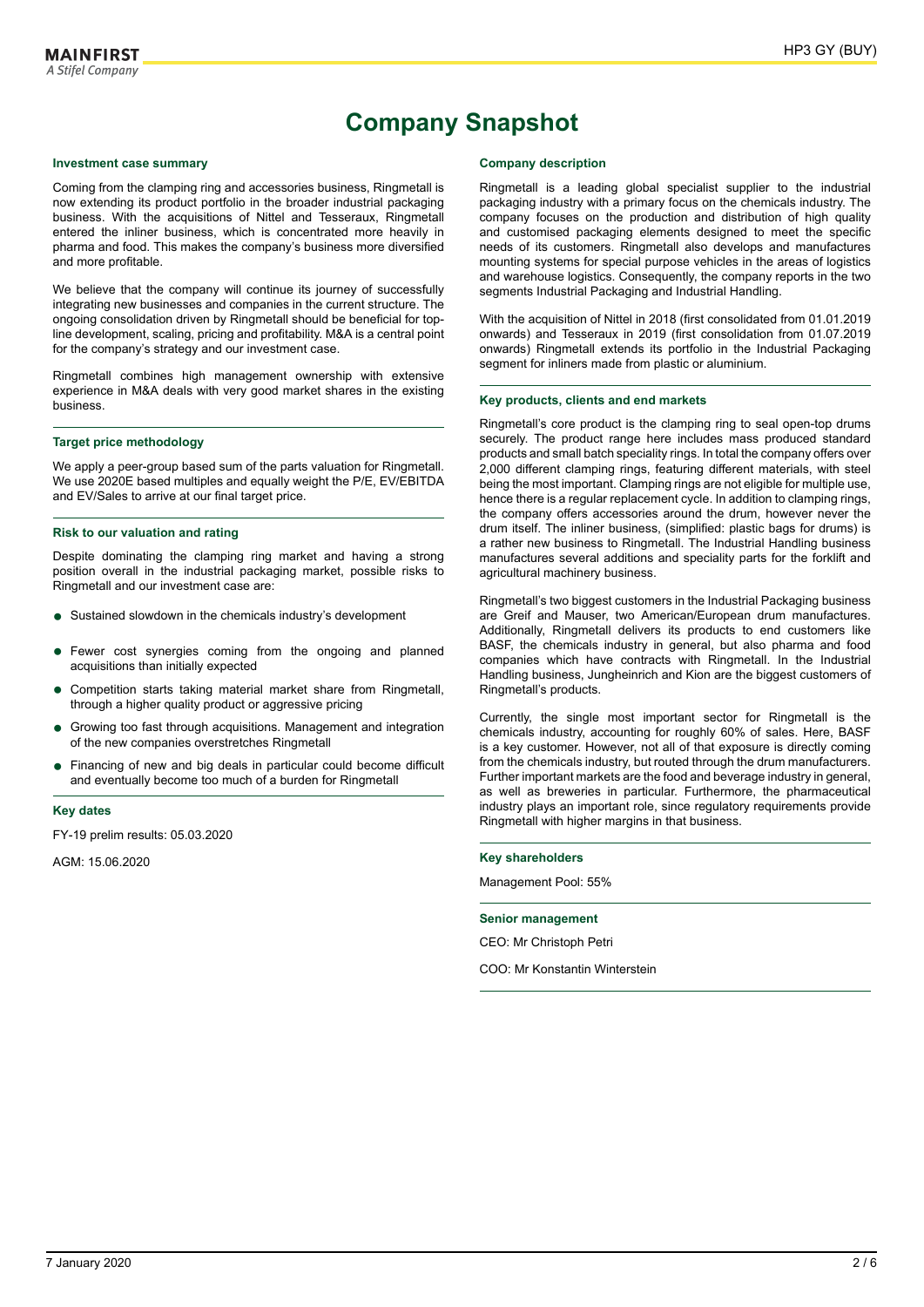# Company Snapshot

## Investment case summary

Coming from the clamping ring and accessories business, Ringmetall is now extending its product portfolio in the broader industrial packaging business. With the acquisitions of Nittel and Tesseraux, Ringmetall entered the inliner business, which is concentrated more heavily in pharma and food. This makes the company's business more diversified and more profitable.

We believe that the company will continue its journey of successfully integrating new businesses and companies in the current structure. The ongoing consolidation driven by Ringmetall should be beneficial for top-line development, scaling, pricing and profitability. M&A is a central point for the company's strategy and our investment case.

Ringmetall combines high management ownership with extensive experience in M&A deals with very good market shares in the existing business.

## Target price methodology

We apply a peer-group based sum of the parts valuation for Ringmetall. We use 2020E based multiples and equally weight the P/E, EV/EBITDA and EV/Sales to arrive at our final target price.

## Risk to our valuation and rating

Despite dominating the clamping ring market and having a strong position overall in the industrial packaging market, possible risks to Ringmetall and our investment case are:

- Sustained slowdown in the chemicals industry's development
- Fewer cost synergies coming from the ongoing and planned acquisitions than initially expected
- Competition starts taking material market share from Ringmetall, through a higher quality product or aggressive pricing
- Growing too fast through acquisitions. Management and integration of the new companies overstretches Ringmetall
- Financing of new and big deals in particular could become difficult and eventually become too much of a burden for Ringmetall

## Key dates

FY-19 prelim results: 05.03.2020

AGM: 15.06.2020

## Company description

Ringmetall is a leading global specialist supplier to the industrial packaging industry with a primary focus on the chemicals industry. The company focuses on the production and distribution of high quality and customised packaging elements designed to meet the specific needs of its customers. Ringmetall also develops and manufactures mounting systems for special purpose vehicles in the areas of logistics and warehouse logistics. Consequently, the company reports in the two segments Industrial Packaging and Industrial Handling.

With the acquisition of Nittel in 2018 (first consolidated from 01.01.2019 onwards) and Tesseraux in 2019 (first consolidation from 01.07.2019 onwards) Ringmetall extends its portfolio in the Industrial Packaging segment for inliners made from plastic or aluminium.

## Key products, clients and end markets

Ringmetall's core product is the clamping ring to seal open-top drums securely. The product range here includes mass produced standard products and small batch speciality rings. In total the company offers over 2,000 different clamping rings, featuring different materials, with steel being the most important. Clamping rings are not eligible for multiple use, hence there is a regular replacement cycle. In addition to clamping rings, the company offers accessories around the drum, however never the drum itself. The inliner business, (simplified: plastic bags for drums) is a rather new business to Ringmetall. The Industrial Handling business manufactures several additions and speciality parts for the forklift and agricultural machinery business.

Ringmetall's two biggest customers in the Industrial Packaging business are Greif and Mauser, two American/European drum manufactures. Additionally, Ringmetall delivers its products to end customers like BASF, the chemicals industry in general, but also pharma and food companies which have contracts with Ringmetall. In the Industrial Handling business, Jungheinrich and Kion are the biggest customers of Ringmetall's products.

Currently, the single most important sector for Ringmetall is the chemicals industry, accounting for roughly 60% of sales. Here, BASF is a key customer. However, not all of that exposure is directly coming from the chemicals industry, but routed through the drum manufacturers. Further important markets are the food and beverage industry in general, as well as breweries in particular. Furthermore, the pharmaceutical industry plays an important role, since regulatory requirements provide Ringmetall with higher margins in that business.

## Key shareholders

Management Pool: 55%

## Senior management

CEO: Mr Christoph Petri

COO: Mr Konstantin Winterstein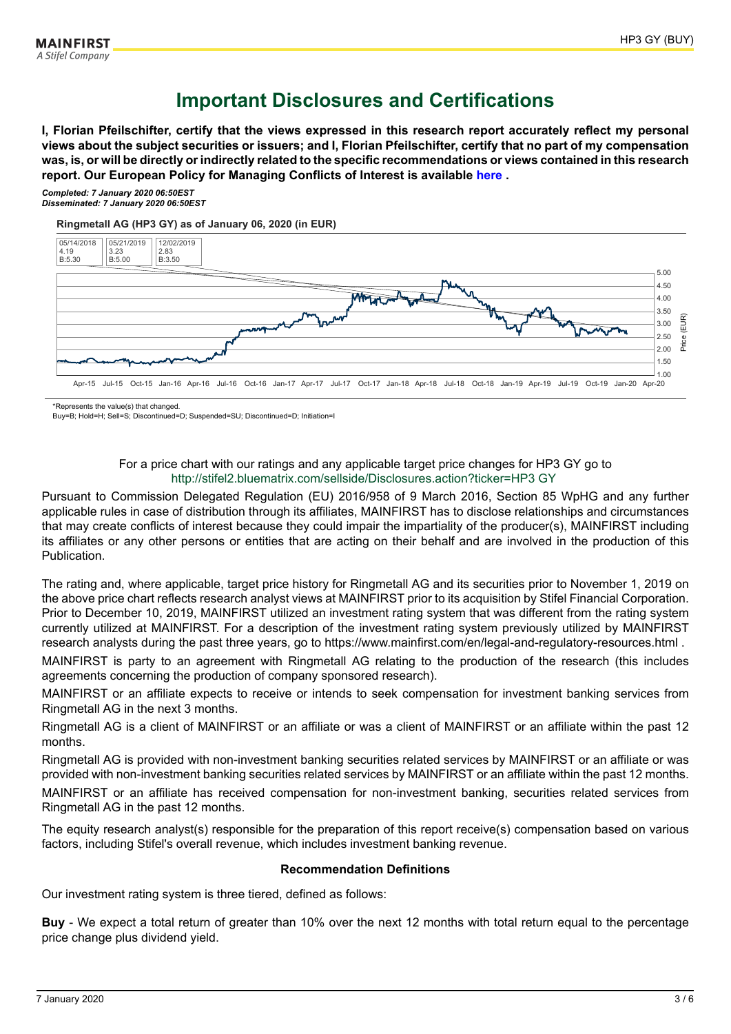# Important Disclosures and Certifications

**I, Florian Pfeilschifter, certify that the views expressed in this research report accurately reflect my personal views about the subject securities or issuers; and I, Florian Pfeilschifter, certify that no part of my compensation was, is, or will be directly or indirectly related to the specific recommendations or views contained in this research report. Our European Policy for Managing Conflicts of Interest is available here .**

***Completed: 7 January 2020 06:50EST***
***Disseminated: 7 January 2020 06:50EST***

**Ringmetall AG (HP3 GY) as of January 06, 2020 (in EUR)**

| Date | Price | Rating:Target |
|---|---|---|
| 05/14/2018 | 4.19 | B:5.30 |
| 05/21/2019 | 3.23 | B:5.00 |
| 12/02/2019 | 2.83 | B:3.50 |

*Represents the value(s) that changed.
Buy=B; Hold=H; Sell=S; Discontinued=D; Suspended=SU; Discontinued=D; Initiation=I

For a price chart with our ratings and any applicable target price changes for HP3 GY go to http://stifel2.bluematrix.com/sellside/Disclosures.action?ticker=HP3 GY

Pursuant to Commission Delegated Regulation (EU) 2016/958 of 9 March 2016, Section 85 WpHG and any further applicable rules in case of distribution through its affiliates, MAINFIRST has to disclose relationships and circumstances that may create conflicts of interest because they could impair the impartiality of the producer(s), MAINFIRST including its affiliates or any other persons or entities that are acting on their behalf and are involved in the production of this Publication.

The rating and, where applicable, target price history for Ringmetall AG and its securities prior to November 1, 2019 on the above price chart reflects research analyst views at MAINFIRST prior to its acquisition by Stifel Financial Corporation. Prior to December 10, 2019, MAINFIRST utilized an investment rating system that was different from the rating system currently utilized at MAINFIRST. For a description of the investment rating system previously utilized by MAINFIRST research analysts during the past three years, go to https://www.mainfirst.com/en/legal-and-regulatory-resources.html .

MAINFIRST is party to an agreement with Ringmetall AG relating to the production of the research (this includes agreements concerning the production of company sponsored research).

MAINFIRST or an affiliate expects to receive or intends to seek compensation for investment banking services from Ringmetall AG in the next 3 months.

Ringmetall AG is a client of MAINFIRST or an affiliate or was a client of MAINFIRST or an affiliate within the past 12 months.

Ringmetall AG is provided with non-investment banking securities related services by MAINFIRST or an affiliate or was provided with non-investment banking securities related services by MAINFIRST or an affiliate within the past 12 months.

MAINFIRST or an affiliate has received compensation for non-investment banking, securities related services from Ringmetall AG in the past 12 months.

The equity research analyst(s) responsible for the preparation of this report receive(s) compensation based on various factors, including Stifel's overall revenue, which includes investment banking revenue.

### Recommendation Definitions

Our investment rating system is three tiered, defined as follows:

**Buy** - We expect a total return of greater than 10% over the next 12 months with total return equal to the percentage price change plus dividend yield.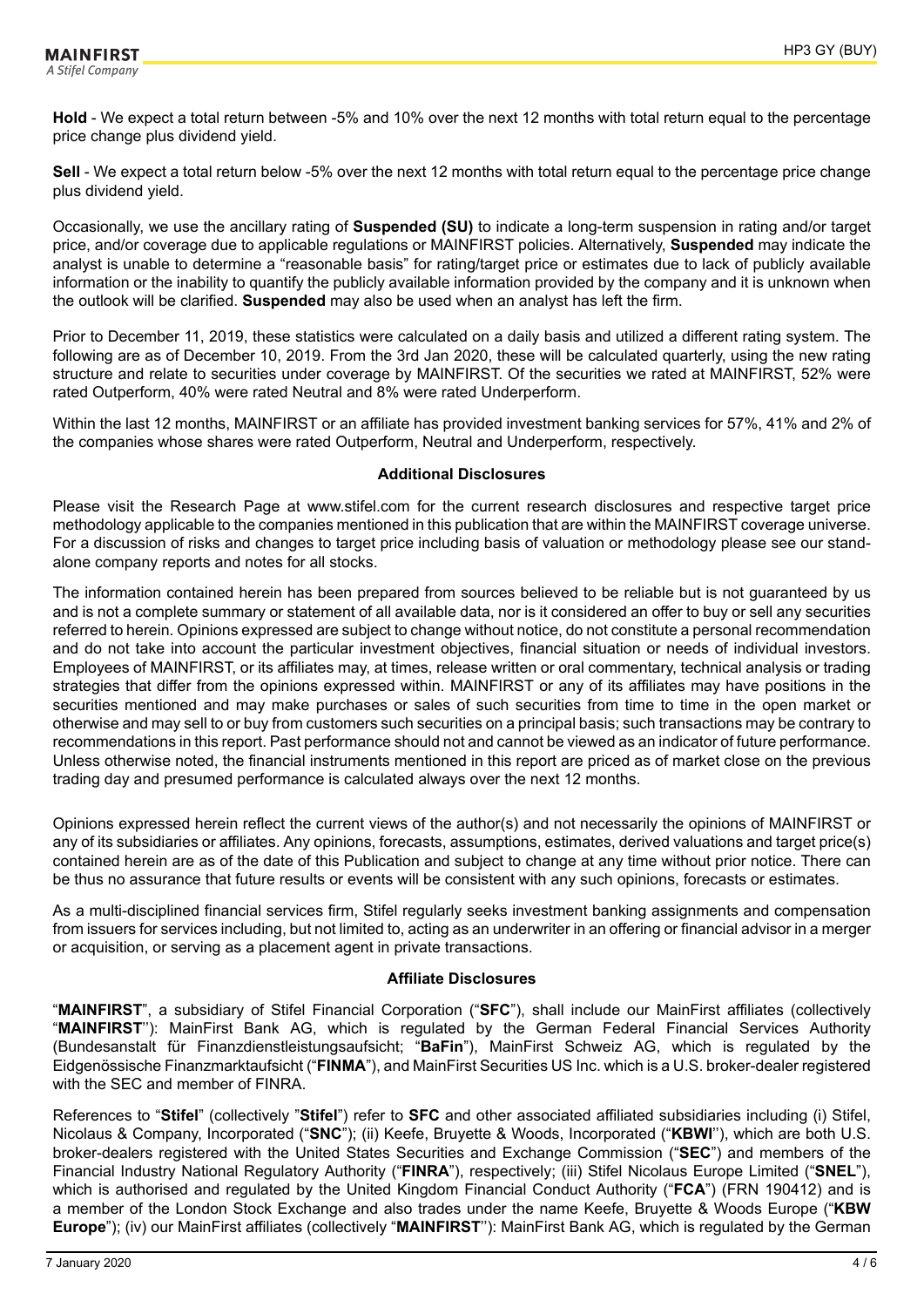**Hold** - We expect a total return between -5% and 10% over the next 12 months with total return equal to the percentage price change plus dividend yield.

**Sell** - We expect a total return below -5% over the next 12 months with total return equal to the percentage price change plus dividend yield.

Occasionally, we use the ancillary rating of **Suspended (SU)** to indicate a long-term suspension in rating and/or target price, and/or coverage due to applicable regulations or MAINFIRST policies. Alternatively, **Suspended** may indicate the analyst is unable to determine a "reasonable basis" for rating/target price or estimates due to lack of publicly available information or the inability to quantify the publicly available information provided by the company and it is unknown when the outlook will be clarified. **Suspended** may also be used when an analyst has left the firm.

Prior to December 11, 2019, these statistics were calculated on a daily basis and utilized a different rating system. The following are as of December 10, 2019. From the 3rd Jan 2020, these will be calculated quarterly, using the new rating structure and relate to securities under coverage by MAINFIRST. Of the securities we rated at MAINFIRST, 52% were rated Outperform, 40% were rated Neutral and 8% were rated Underperform.

Within the last 12 months, MAINFIRST or an affiliate has provided investment banking services for 57%, 41% and 2% of the companies whose shares were rated Outperform, Neutral and Underperform, respectively.

### Additional Disclosures

Please visit the Research Page at www.stifel.com for the current research disclosures and respective target price methodology applicable to the companies mentioned in this publication that are within the MAINFIRST coverage universe. For a discussion of risks and changes to target price including basis of valuation or methodology please see our stand-alone company reports and notes for all stocks.

The information contained herein has been prepared from sources believed to be reliable but is not guaranteed by us and is not a complete summary or statement of all available data, nor is it considered an offer to buy or sell any securities referred to herein. Opinions expressed are subject to change without notice, do not constitute a personal recommendation and do not take into account the particular investment objectives, financial situation or needs of individual investors. Employees of MAINFIRST, or its affiliates may, at times, release written or oral commentary, technical analysis or trading strategies that differ from the opinions expressed within. MAINFIRST or any of its affiliates may have positions in the securities mentioned and may make purchases or sales of such securities from time to time in the open market or otherwise and may sell to or buy from customers such securities on a principal basis; such transactions may be contrary to recommendations in this report. Past performance should not and cannot be viewed as an indicator of future performance. Unless otherwise noted, the financial instruments mentioned in this report are priced as of market close on the previous trading day and presumed performance is calculated always over the next 12 months.

Opinions expressed herein reflect the current views of the author(s) and not necessarily the opinions of MAINFIRST or any of its subsidiaries or affiliates. Any opinions, forecasts, assumptions, estimates, derived valuations and target price(s) contained herein are as of the date of this Publication and subject to change at any time without prior notice. There can be thus no assurance that future results or events will be consistent with any such opinions, forecasts or estimates.

As a multi-disciplined financial services firm, Stifel regularly seeks investment banking assignments and compensation from issuers for services including, but not limited to, acting as an underwriter in an offering or financial advisor in a merger or acquisition, or serving as a placement agent in private transactions.

### Affiliate Disclosures

"**MAINFIRST**", a subsidiary of Stifel Financial Corporation ("**SFC**"), shall include our MainFirst affiliates (collectively "**MAINFIRST**''): MainFirst Bank AG, which is regulated by the German Federal Financial Services Authority (Bundesanstalt für Finanzdienstleistungsaufsicht; "**BaFin**"), MainFirst Schweiz AG, which is regulated by the Eidgenössische Finanzmarktaufsicht ("**FINMA**"), and MainFirst Securities US Inc. which is a U.S. broker-dealer registered with the SEC and member of FINRA.

References to "**Stifel**" (collectively "**Stifel**") refer to **SFC** and other associated affiliated subsidiaries including (i) Stifel, Nicolaus & Company, Incorporated ("**SNC**"); (ii) Keefe, Bruyette & Woods, Incorporated ("**KBWI**''), which are both U.S. broker-dealers registered with the United States Securities and Exchange Commission ("**SEC**") and members of the Financial Industry National Regulatory Authority ("**FINRA**"), respectively; (iii) Stifel Nicolaus Europe Limited ("**SNEL**"), which is authorised and regulated by the United Kingdom Financial Conduct Authority ("**FCA**") (FRN 190412) and is a member of the London Stock Exchange and also trades under the name Keefe, Bruyette & Woods Europe ("**KBW Europe**"); (iv) our MainFirst affiliates (collectively "**MAINFIRST**''): MainFirst Bank AG, which is regulated by the German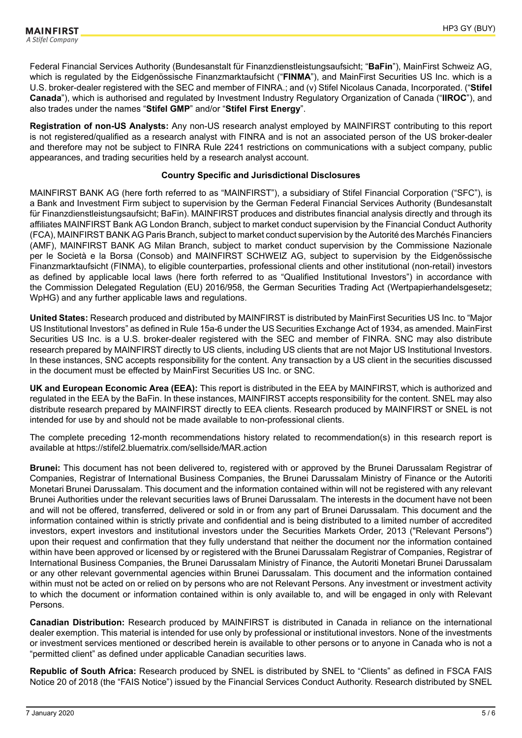Federal Financial Services Authority (Bundesanstalt für Finanzdienstleistungsaufsicht; "**BaFin**"), MainFirst Schweiz AG, which is regulated by the Eidgenössische Finanzmarktaufsicht ("**FINMA**"), and MainFirst Securities US Inc. which is a U.S. broker-dealer registered with the SEC and member of FINRA.; and (v) Stifel Nicolaus Canada, Incorporated. ("**Stifel Canada**"), which is authorised and regulated by Investment Industry Regulatory Organization of Canada ("**IIROC**"), and also trades under the names "**Stifel GMP**" and/or "**Stifel First Energy**".

**Registration of non-US Analysts:** Any non-US research analyst employed by MAINFIRST contributing to this report is not registered/qualified as a research analyst with FINRA and is not an associated person of the US broker-dealer and therefore may not be subject to FINRA Rule 2241 restrictions on communications with a subject company, public appearances, and trading securities held by a research analyst account.

**Country Specific and Jurisdictional Disclosures**

MAINFIRST BANK AG (here forth referred to as "MAINFIRST"), a subsidiary of Stifel Financial Corporation ("SFC"), is a Bank and Investment Firm subject to supervision by the German Federal Financial Services Authority (Bundesanstalt für Finanzdienstleistungsaufsicht; BaFin). MAINFIRST produces and distributes financial analysis directly and through its affiliates MAINFIRST Bank AG London Branch, subject to market conduct supervision by the Financial Conduct Authority (FCA), MAINFIRST BANK AG Paris Branch, subject to market conduct supervision by the Autorité des Marchés Financiers (AMF), MAINFIRST BANK AG Milan Branch, subject to market conduct supervision by the Commissione Nazionale per le Società e la Borsa (Consob) and MAINFIRST SCHWEIZ AG, subject to supervision by the Eidgenössische Finanzmarktaufsicht (FINMA), to eligible counterparties, professional clients and other institutional (non-retail) investors as defined by applicable local laws (here forth referred to as "Qualified Institutional Investors") in accordance with the Commission Delegated Regulation (EU) 2016/958, the German Securities Trading Act (Wertpapierhandelsgesetz; WpHG) and any further applicable laws and regulations.

**United States:** Research produced and distributed by MAINFIRST is distributed by MainFirst Securities US Inc. to "Major US Institutional Investors" as defined in Rule 15a-6 under the US Securities Exchange Act of 1934, as amended. MainFirst Securities US Inc. is a U.S. broker-dealer registered with the SEC and member of FINRA. SNC may also distribute research prepared by MAINFIRST directly to US clients, including US clients that are not Major US Institutional Investors. In these instances, SNC accepts responsibility for the content. Any transaction by a US client in the securities discussed in the document must be effected by MainFirst Securities US Inc. or SNC.

**UK and European Economic Area (EEA):** This report is distributed in the EEA by MAINFIRST, which is authorized and regulated in the EEA by the BaFin. In these instances, MAINFIRST accepts responsibility for the content. SNEL may also distribute research prepared by MAINFIRST directly to EEA clients. Research produced by MAINFIRST or SNEL is not intended for use by and should not be made available to non-professional clients.

The complete preceding 12-month recommendations history related to recommendation(s) in this research report is available at https://stifel2.bluematrix.com/sellside/MAR.action

**Brunei:** This document has not been delivered to, registered with or approved by the Brunei Darussalam Registrar of Companies, Registrar of International Business Companies, the Brunei Darussalam Ministry of Finance or the Autoriti Monetari Brunei Darussalam. This document and the information contained within will not be registered with any relevant Brunei Authorities under the relevant securities laws of Brunei Darussalam. The interests in the document have not been and will not be offered, transferred, delivered or sold in or from any part of Brunei Darussalam. This document and the information contained within is strictly private and confidential and is being distributed to a limited number of accredited investors, expert investors and institutional investors under the Securities Markets Order, 2013 ("Relevant Persons") upon their request and confirmation that they fully understand that neither the document nor the information contained within have been approved or licensed by or registered with the Brunei Darussalam Registrar of Companies, Registrar of International Business Companies, the Brunei Darussalam Ministry of Finance, the Autoriti Monetari Brunei Darussalam or any other relevant governmental agencies within Brunei Darussalam. This document and the information contained within must not be acted on or relied on by persons who are not Relevant Persons. Any investment or investment activity to which the document or information contained within is only available to, and will be engaged in only with Relevant Persons.

**Canadian Distribution:** Research produced by MAINFIRST is distributed in Canada in reliance on the international dealer exemption. This material is intended for use only by professional or institutional investors. None of the investments or investment services mentioned or described herein is available to other persons or to anyone in Canada who is not a "permitted client" as defined under applicable Canadian securities laws.

**Republic of South Africa:** Research produced by SNEL is distributed by SNEL to "Clients" as defined in FSCA FAIS Notice 20 of 2018 (the "FAIS Notice") issued by the Financial Services Conduct Authority. Research distributed by SNEL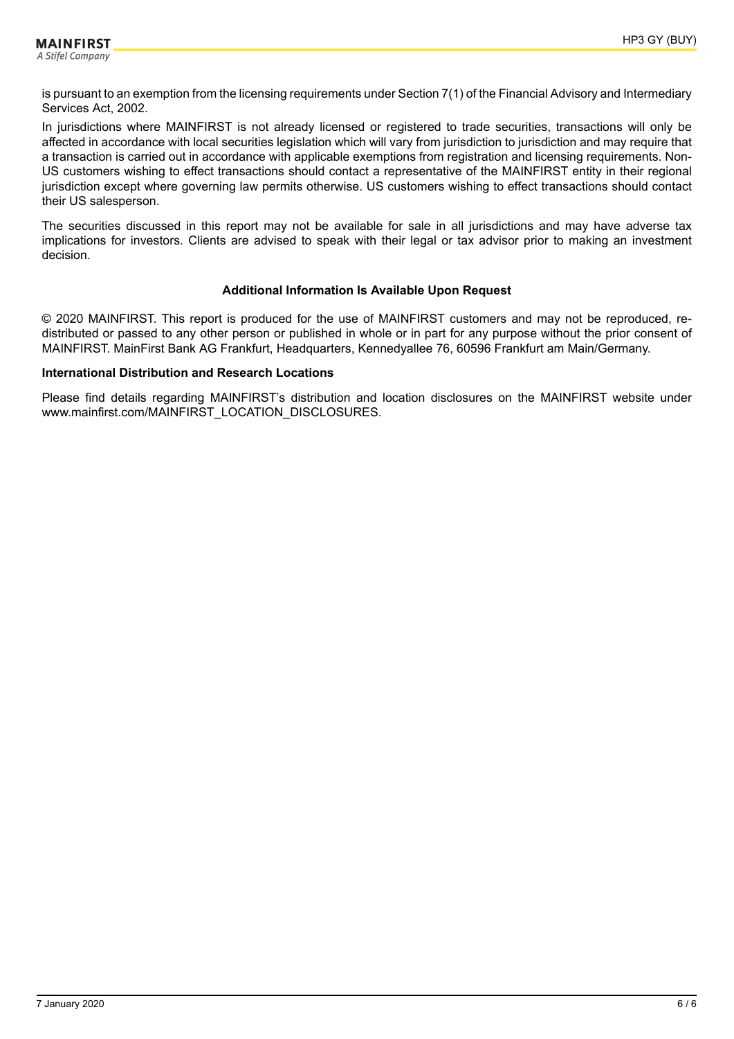is pursuant to an exemption from the licensing requirements under Section 7(1) of the Financial Advisory and Intermediary Services Act, 2002.

In jurisdictions where MAINFIRST is not already licensed or registered to trade securities, transactions will only be affected in accordance with local securities legislation which will vary from jurisdiction to jurisdiction and may require that a transaction is carried out in accordance with applicable exemptions from registration and licensing requirements. Non-US customers wishing to effect transactions should contact a representative of the MAINFIRST entity in their regional jurisdiction except where governing law permits otherwise. US customers wishing to effect transactions should contact their US salesperson.

The securities discussed in this report may not be available for sale in all jurisdictions and may have adverse tax implications for investors. Clients are advised to speak with their legal or tax advisor prior to making an investment decision.

**Additional Information Is Available Upon Request**

© 2020 MAINFIRST. This report is produced for the use of MAINFIRST customers and may not be reproduced, re-distributed or passed to any other person or published in whole or in part for any purpose without the prior consent of MAINFIRST. MainFirst Bank AG Frankfurt, Headquarters, Kennedyallee 76, 60596 Frankfurt am Main/Germany.

**International Distribution and Research Locations**

Please find details regarding MAINFIRST's distribution and location disclosures on the MAINFIRST website under www.mainfirst.com/MAINFIRST_LOCATION_DISCLOSURES.